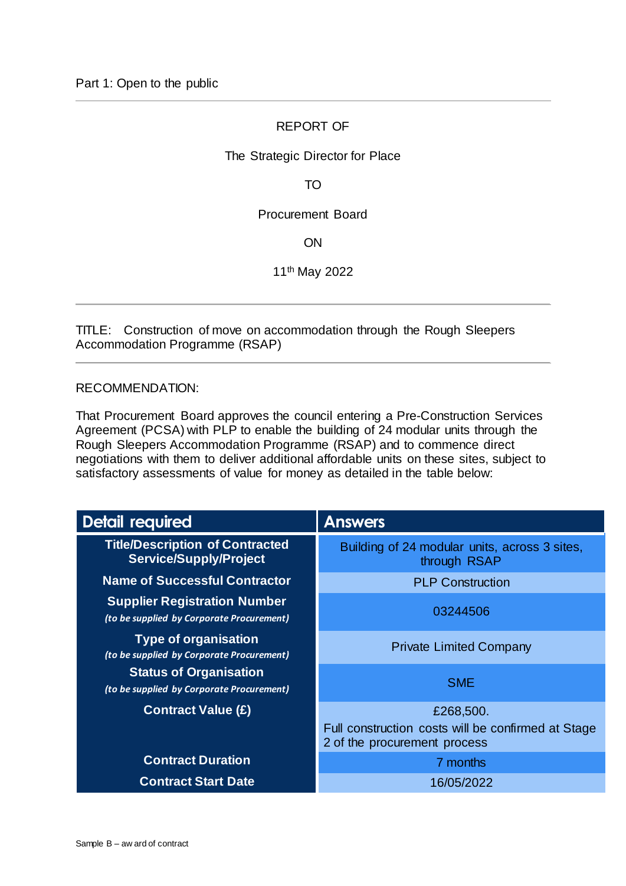Part 1: Open to the public

REPORT OF

The Strategic Director for Place

TO

Procurement Board

ON

11th May 2022

TITLE: Construction of move on accommodation through the Rough Sleepers Accommodation Programme (RSAP)

RECOMMENDATION:

That Procurement Board approves the council entering a Pre-Construction Services Agreement (PCSA) with PLP to enable the building of 24 modular units through the Rough Sleepers Accommodation Programme (RSAP) and to commence direct negotiations with them to deliver additional affordable units on these sites, subject to satisfactory assessments of value for money as detailed in the table below:

| Detail required | Answers |
|---|---|
| **Title/Description of Contracted Service/Supply/Project** | Building of 24 modular units, across 3 sites, through RSAP |
| **Name of Successful Contractor** | PLP Construction |
| **Supplier Registration Number** *(to be supplied by Corporate Procurement)* | 03244506 |
| **Type of organisation** *(to be supplied by Corporate Procurement)* | Private Limited Company |
| **Status of Organisation** *(to be supplied by Corporate Procurement)* | SME |
| **Contract Value (£)** | £268,500. Full construction costs will be confirmed at Stage 2 of the procurement process |
| **Contract Duration** | 7 months |
| **Contract Start Date** | 16/05/2022 |

Sample B – award of contract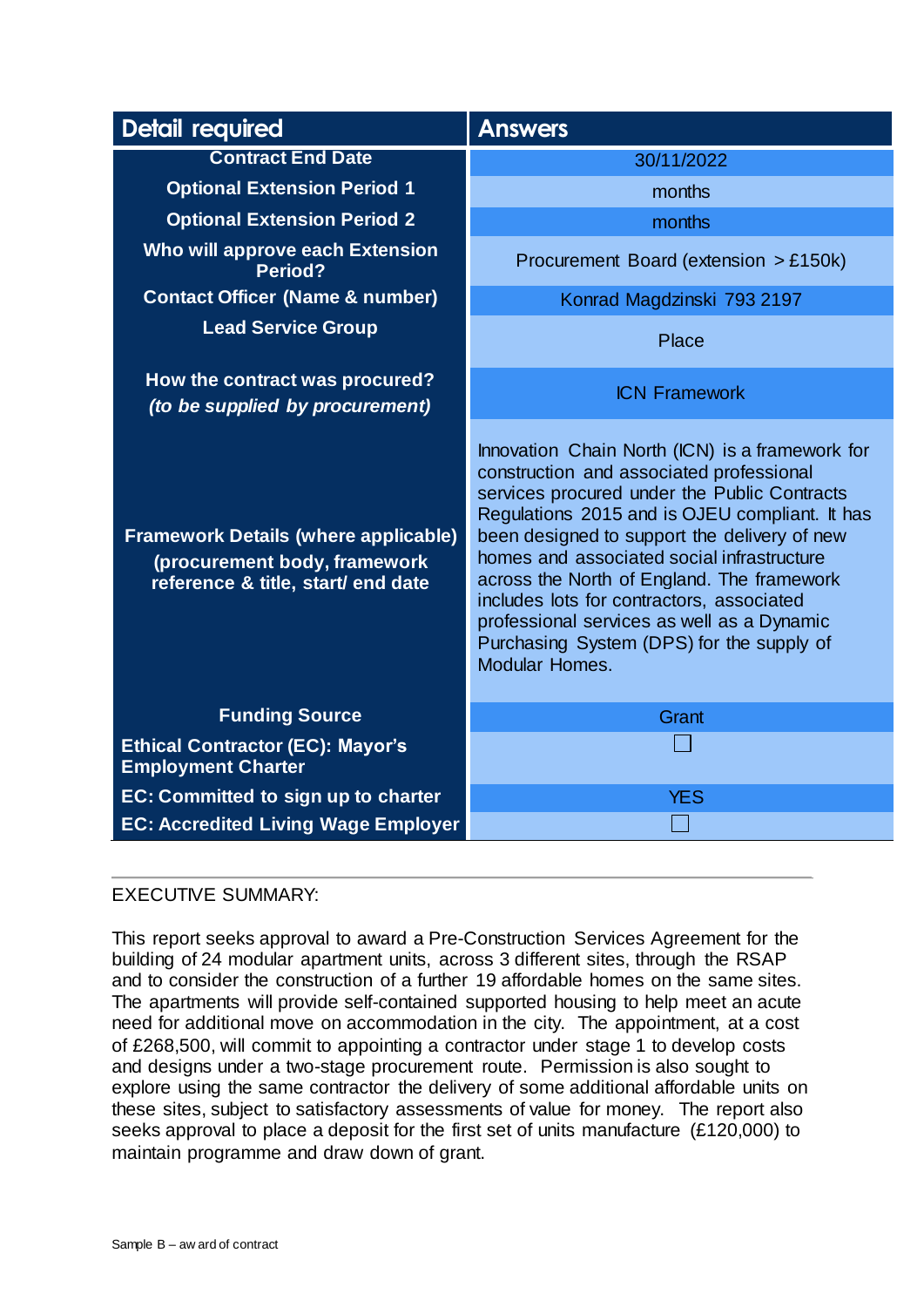| Detail required | Answers |
| --- | --- |
| **Contract End Date** | 30/11/2022 |
| **Optional Extension Period 1** | months |
| **Optional Extension Period 2** | months |
| **Who will approve each Extension Period?** | Procurement Board (extension > £150k) |
| **Contact Officer (Name & number)** | Konrad Magdzinski 793 2197 |
| **Lead Service Group** | Place |
| **How the contract was procured?** ***(to be supplied by procurement)*** | ICN Framework |
| **Framework Details (where applicable) (procurement body, framework reference & title, start/ end date** | Innovation Chain North (ICN) is a framework for construction and associated professional services procured under the Public Contracts Regulations 2015 and is OJEU compliant. It has been designed to support the delivery of new homes and associated social infrastructure across the North of England. The framework includes lots for contractors, associated professional services as well as a Dynamic Purchasing System (DPS) for the supply of Modular Homes. |
| **Funding Source** | Grant |
| **Ethical Contractor (EC): Mayor's Employment Charter** | ☐ |
| **EC: Committed to sign up to charter** | YES |
| **EC: Accredited Living Wage Employer** | ☐ |

EXECUTIVE SUMMARY:

This report seeks approval to award a Pre-Construction Services Agreement for the building of 24 modular apartment units, across 3 different sites, through the RSAP and to consider the construction of a further 19 affordable homes on the same sites. The apartments will provide self-contained supported housing to help meet an acute need for additional move on accommodation in the city. The appointment, at a cost of £268,500, will commit to appointing a contractor under stage 1 to develop costs and designs under a two-stage procurement route. Permission is also sought to explore using the same contractor the delivery of some additional affordable units on these sites, subject to satisfactory assessments of value for money. The report also seeks approval to place a deposit for the first set of units manufacture (£120,000) to maintain programme and draw down of grant.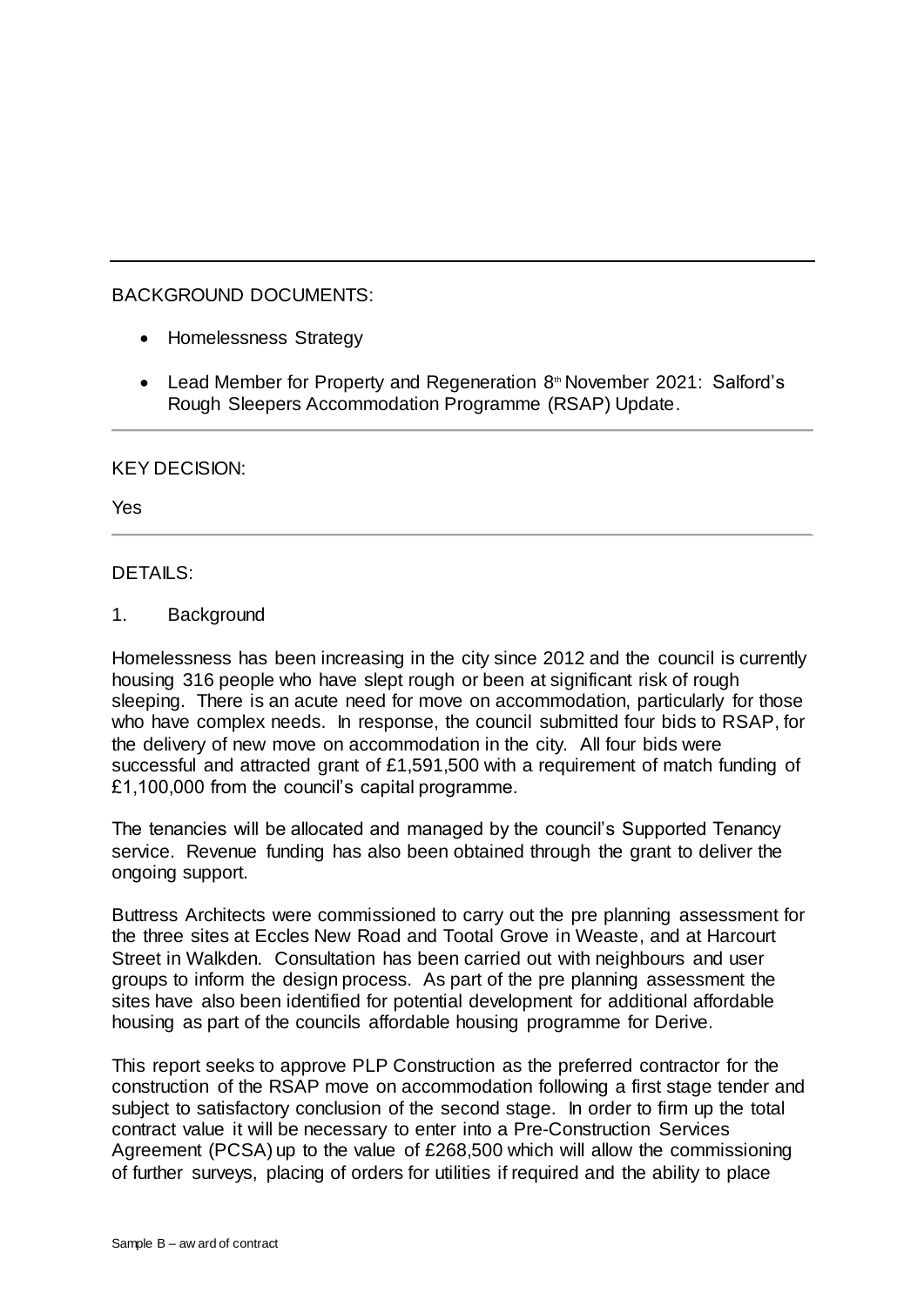BACKGROUND DOCUMENTS:

- Homelessness Strategy
- Lead Member for Property and Regeneration 8th November 2021: Salford's Rough Sleepers Accommodation Programme (RSAP) Update.

KEY DECISION:

Yes

DETAILS:

1. Background

Homelessness has been increasing in the city since 2012 and the council is currently housing 316 people who have slept rough or been at significant risk of rough sleeping. There is an acute need for move on accommodation, particularly for those who have complex needs. In response, the council submitted four bids to RSAP, for the delivery of new move on accommodation in the city. All four bids were successful and attracted grant of £1,591,500 with a requirement of match funding of £1,100,000 from the council's capital programme.

The tenancies will be allocated and managed by the council's Supported Tenancy service. Revenue funding has also been obtained through the grant to deliver the ongoing support.

Buttress Architects were commissioned to carry out the pre planning assessment for the three sites at Eccles New Road and Tootal Grove in Weaste, and at Harcourt Street in Walkden. Consultation has been carried out with neighbours and user groups to inform the design process. As part of the pre planning assessment the sites have also been identified for potential development for additional affordable housing as part of the councils affordable housing programme for Derive.

This report seeks to approve PLP Construction as the preferred contractor for the construction of the RSAP move on accommodation following a first stage tender and subject to satisfactory conclusion of the second stage. In order to firm up the total contract value it will be necessary to enter into a Pre-Construction Services Agreement (PCSA) up to the value of £268,500 which will allow the commissioning of further surveys, placing of orders for utilities if required and the ability to place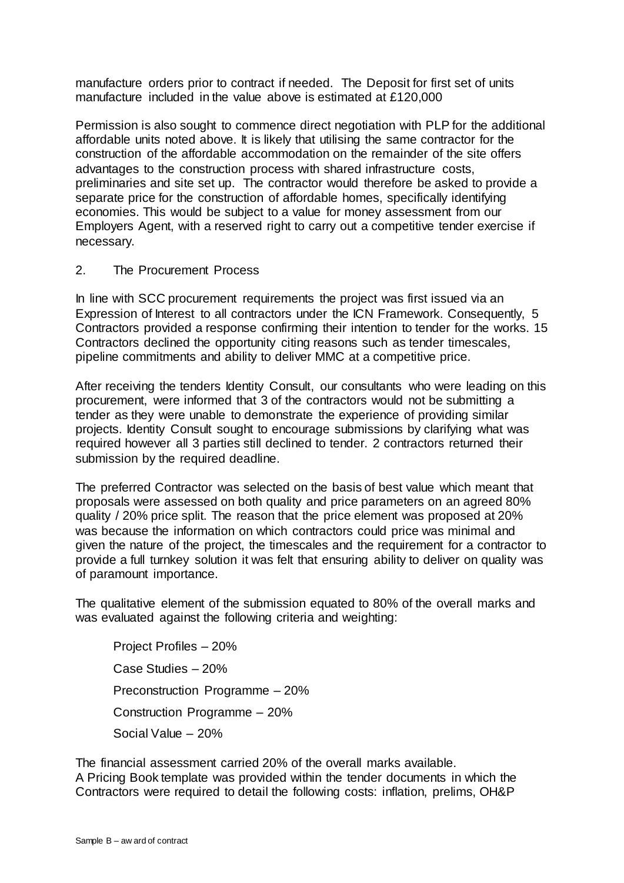manufacture orders prior to contract if needed. The Deposit for first set of units manufacture included in the value above is estimated at £120,000

Permission is also sought to commence direct negotiation with PLP for the additional affordable units noted above. It is likely that utilising the same contractor for the construction of the affordable accommodation on the remainder of the site offers advantages to the construction process with shared infrastructure costs, preliminaries and site set up. The contractor would therefore be asked to provide a separate price for the construction of affordable homes, specifically identifying economies. This would be subject to a value for money assessment from our Employers Agent, with a reserved right to carry out a competitive tender exercise if necessary.

## 2. The Procurement Process

In line with SCC procurement requirements the project was first issued via an Expression of Interest to all contractors under the ICN Framework. Consequently, 5 Contractors provided a response confirming their intention to tender for the works. 15 Contractors declined the opportunity citing reasons such as tender timescales, pipeline commitments and ability to deliver MMC at a competitive price.

After receiving the tenders Identity Consult, our consultants who were leading on this procurement, were informed that 3 of the contractors would not be submitting a tender as they were unable to demonstrate the experience of providing similar projects. Identity Consult sought to encourage submissions by clarifying what was required however all 3 parties still declined to tender. 2 contractors returned their submission by the required deadline.

The preferred Contractor was selected on the basis of best value which meant that proposals were assessed on both quality and price parameters on an agreed 80% quality / 20% price split. The reason that the price element was proposed at 20% was because the information on which contractors could price was minimal and given the nature of the project, the timescales and the requirement for a contractor to provide a full turnkey solution it was felt that ensuring ability to deliver on quality was of paramount importance.

The qualitative element of the submission equated to 80% of the overall marks and was evaluated against the following criteria and weighting:

- Project Profiles – 20%
- Case Studies – 20%
- Preconstruction Programme – 20%
- Construction Programme – 20%
- Social Value – 20%

The financial assessment carried 20% of the overall marks available.
A Pricing Book template was provided within the tender documents in which the Contractors were required to detail the following costs: inflation, prelims, OH&P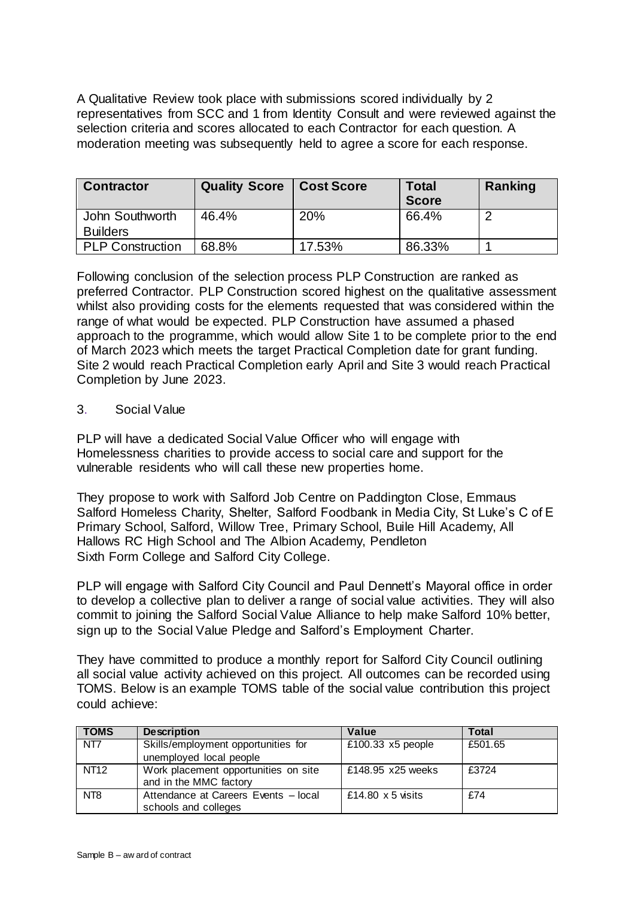A Qualitative Review took place with submissions scored individually by 2 representatives from SCC and 1 from Identity Consult and were reviewed against the selection criteria and scores allocated to each Contractor for each question. A moderation meeting was subsequently held to agree a score for each response.

| Contractor | Quality Score | Cost Score | Total Score | Ranking |
|---|---|---|---|---|
| John Southworth Builders | 46.4% | 20% | 66.4% | 2 |
| PLP Construction | 68.8% | 17.53% | 86.33% | 1 |

Following conclusion of the selection process PLP Construction are ranked as preferred Contractor. PLP Construction scored highest on the qualitative assessment whilst also providing costs for the elements requested that was considered within the range of what would be expected. PLP Construction have assumed a phased approach to the programme, which would allow Site 1 to be complete prior to the end of March 2023 which meets the target Practical Completion date for grant funding. Site 2 would reach Practical Completion early April and Site 3 would reach Practical Completion by June 2023.

3. Social Value

PLP will have a dedicated Social Value Officer who will engage with Homelessness charities to provide access to social care and support for the vulnerable residents who will call these new properties home.

They propose to work with Salford Job Centre on Paddington Close, Emmaus Salford Homeless Charity, Shelter, Salford Foodbank in Media City, St Luke's C of E Primary School, Salford, Willow Tree, Primary School, Buile Hill Academy, All Hallows RC High School and The Albion Academy, Pendleton Sixth Form College and Salford City College.

PLP will engage with Salford City Council and Paul Dennett's Mayoral office in order to develop a collective plan to deliver a range of social value activities. They will also commit to joining the Salford Social Value Alliance to help make Salford 10% better, sign up to the Social Value Pledge and Salford's Employment Charter.

They have committed to produce a monthly report for Salford City Council outlining all social value activity achieved on this project. All outcomes can be recorded using TOMS. Below is an example TOMS table of the social value contribution this project could achieve:

| TOMS | Description | Value | Total |
|---|---|---|---|
| NT7 | Skills/employment opportunities for unemployed local people | £100.33 x5 people | £501.65 |
| NT12 | Work placement opportunities on site and in the MMC factory | £148.95 x25 weeks | £3724 |
| NT8 | Attendance at Careers Events – local schools and colleges | £14.80 x 5 visits | £74 |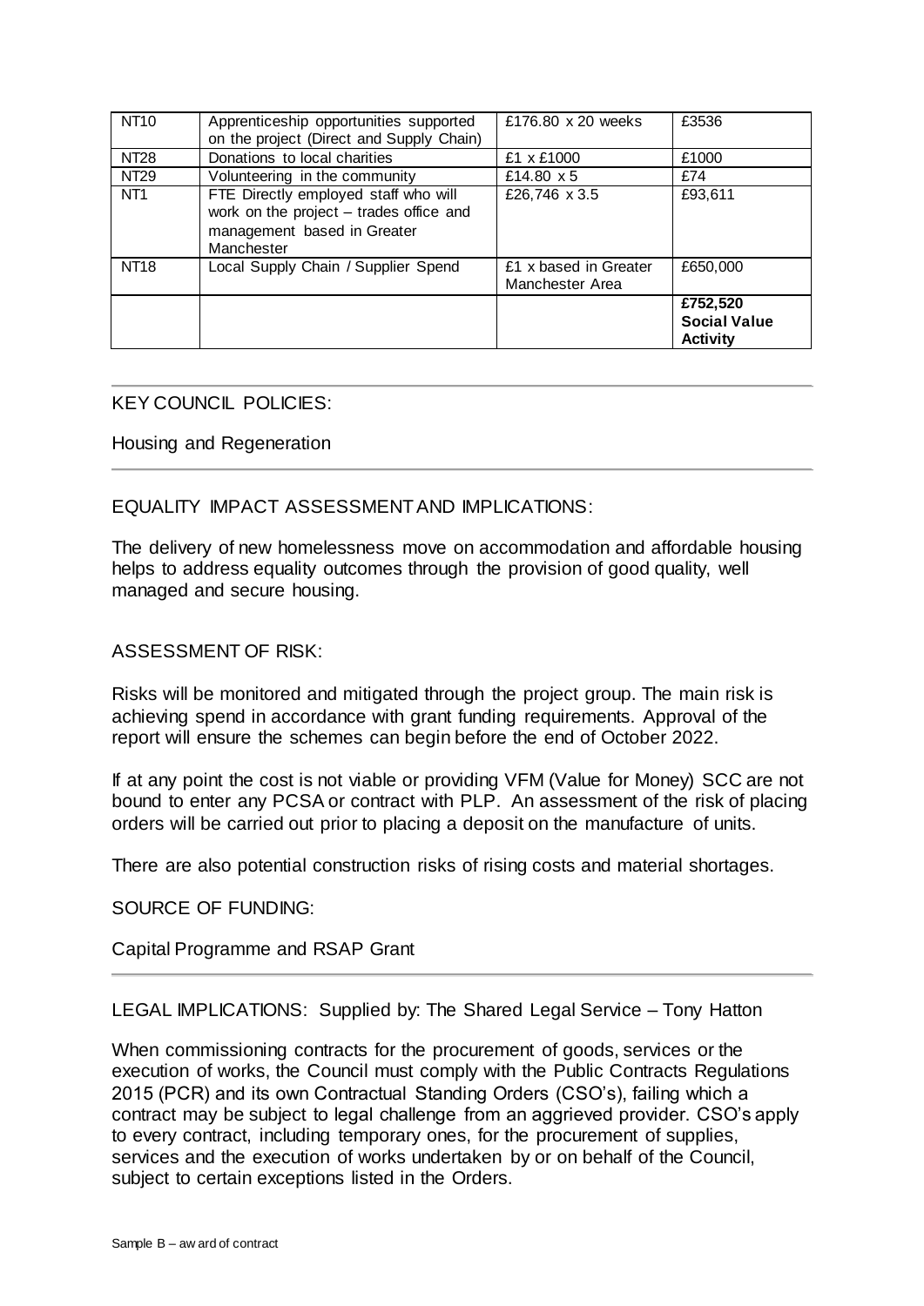| NT10 | Apprenticeship opportunities supported on the project (Direct and Supply Chain) | £176.80 x 20 weeks | £3536 |
|---|---|---|---|
| NT28 | Donations to local charities | £1 x £1000 | £1000 |
| NT29 | Volunteering in the community | £14.80 x 5 | £74 |
| NT1 | FTE Directly employed staff who will work on the project – trades office and management based in Greater Manchester | £26,746 x 3.5 | £93,611 |
| NT18 | Local Supply Chain / Supplier Spend | £1 x based in Greater Manchester Area | £650,000 |
| | | | **£752,520 Social Value Activity** |

KEY COUNCIL POLICIES:

Housing and Regeneration

EQUALITY IMPACT ASSESSMENT AND IMPLICATIONS:

The delivery of new homelessness move on accommodation and affordable housing helps to address equality outcomes through the provision of good quality, well managed and secure housing.

ASSESSMENT OF RISK:

Risks will be monitored and mitigated through the project group. The main risk is achieving spend in accordance with grant funding requirements. Approval of the report will ensure the schemes can begin before the end of October 2022.

If at any point the cost is not viable or providing VFM (Value for Money) SCC are not bound to enter any PCSA or contract with PLP. An assessment of the risk of placing orders will be carried out prior to placing a deposit on the manufacture of units.

There are also potential construction risks of rising costs and material shortages.

SOURCE OF FUNDING:

Capital Programme and RSAP Grant

LEGAL IMPLICATIONS: Supplied by: The Shared Legal Service – Tony Hatton

When commissioning contracts for the procurement of goods, services or the execution of works, the Council must comply with the Public Contracts Regulations 2015 (PCR) and its own Contractual Standing Orders (CSO's), failing which a contract may be subject to legal challenge from an aggrieved provider. CSO's apply to every contract, including temporary ones, for the procurement of supplies, services and the execution of works undertaken by or on behalf of the Council, subject to certain exceptions listed in the Orders.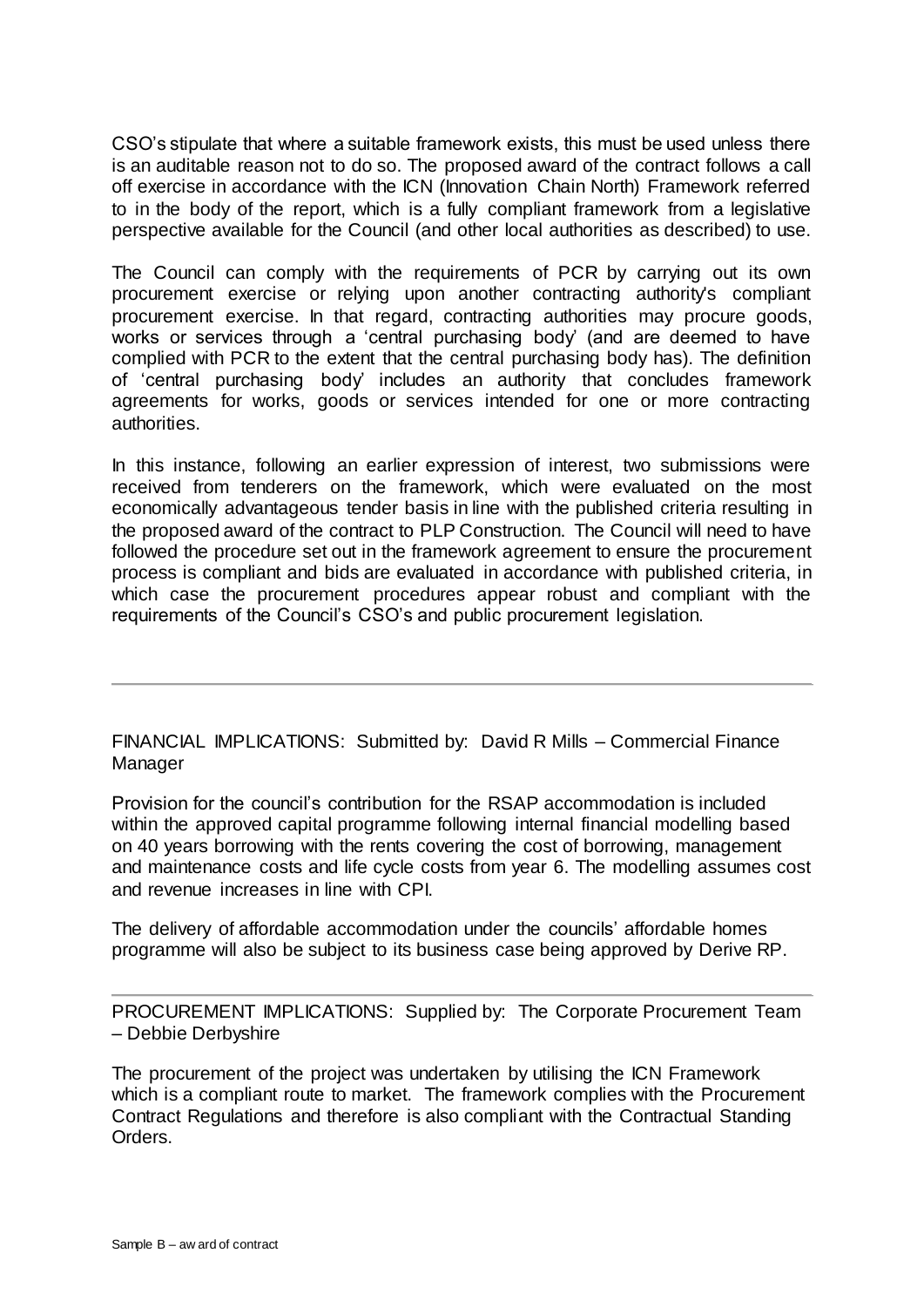CSO's stipulate that where a suitable framework exists, this must be used unless there is an auditable reason not to do so. The proposed award of the contract follows a call off exercise in accordance with the ICN (Innovation Chain North) Framework referred to in the body of the report, which is a fully compliant framework from a legislative perspective available for the Council (and other local authorities as described) to use.

The Council can comply with the requirements of PCR by carrying out its own procurement exercise or relying upon another contracting authority's compliant procurement exercise. In that regard, contracting authorities may procure goods, works or services through a 'central purchasing body' (and are deemed to have complied with PCR to the extent that the central purchasing body has). The definition of 'central purchasing body' includes an authority that concludes framework agreements for works, goods or services intended for one or more contracting authorities.

In this instance, following an earlier expression of interest, two submissions were received from tenderers on the framework, which were evaluated on the most economically advantageous tender basis in line with the published criteria resulting in the proposed award of the contract to PLP Construction. The Council will need to have followed the procedure set out in the framework agreement to ensure the procurement process is compliant and bids are evaluated in accordance with published criteria, in which case the procurement procedures appear robust and compliant with the requirements of the Council's CSO's and public procurement legislation.

---

FINANCIAL IMPLICATIONS: Submitted by: David R Mills – Commercial Finance Manager

Provision for the council's contribution for the RSAP accommodation is included within the approved capital programme following internal financial modelling based on 40 years borrowing with the rents covering the cost of borrowing, management and maintenance costs and life cycle costs from year 6. The modelling assumes cost and revenue increases in line with CPI.

The delivery of affordable accommodation under the councils' affordable homes programme will also be subject to its business case being approved by Derive RP.

---

PROCUREMENT IMPLICATIONS: Supplied by: The Corporate Procurement Team – Debbie Derbyshire

The procurement of the project was undertaken by utilising the ICN Framework which is a compliant route to market. The framework complies with the Procurement Contract Regulations and therefore is also compliant with the Contractual Standing Orders.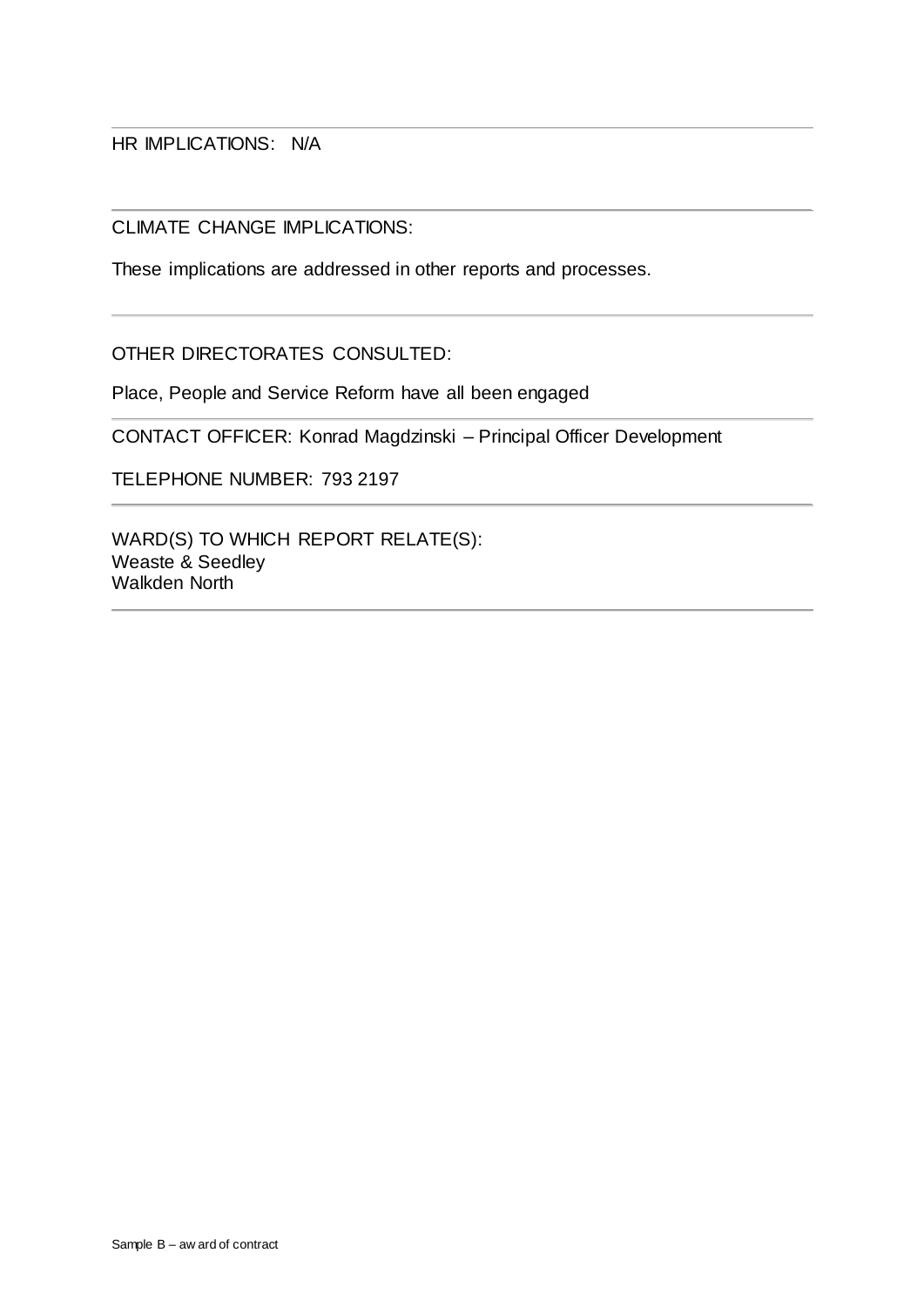HR IMPLICATIONS: N/A

CLIMATE CHANGE IMPLICATIONS:

These implications are addressed in other reports and processes.

OTHER DIRECTORATES CONSULTED:

Place, People and Service Reform have all been engaged

CONTACT OFFICER: Konrad Magdzinski – Principal Officer Development

TELEPHONE NUMBER: 793 2197

WARD(S) TO WHICH REPORT RELATE(S):
Weaste & Seedley
Walkden North